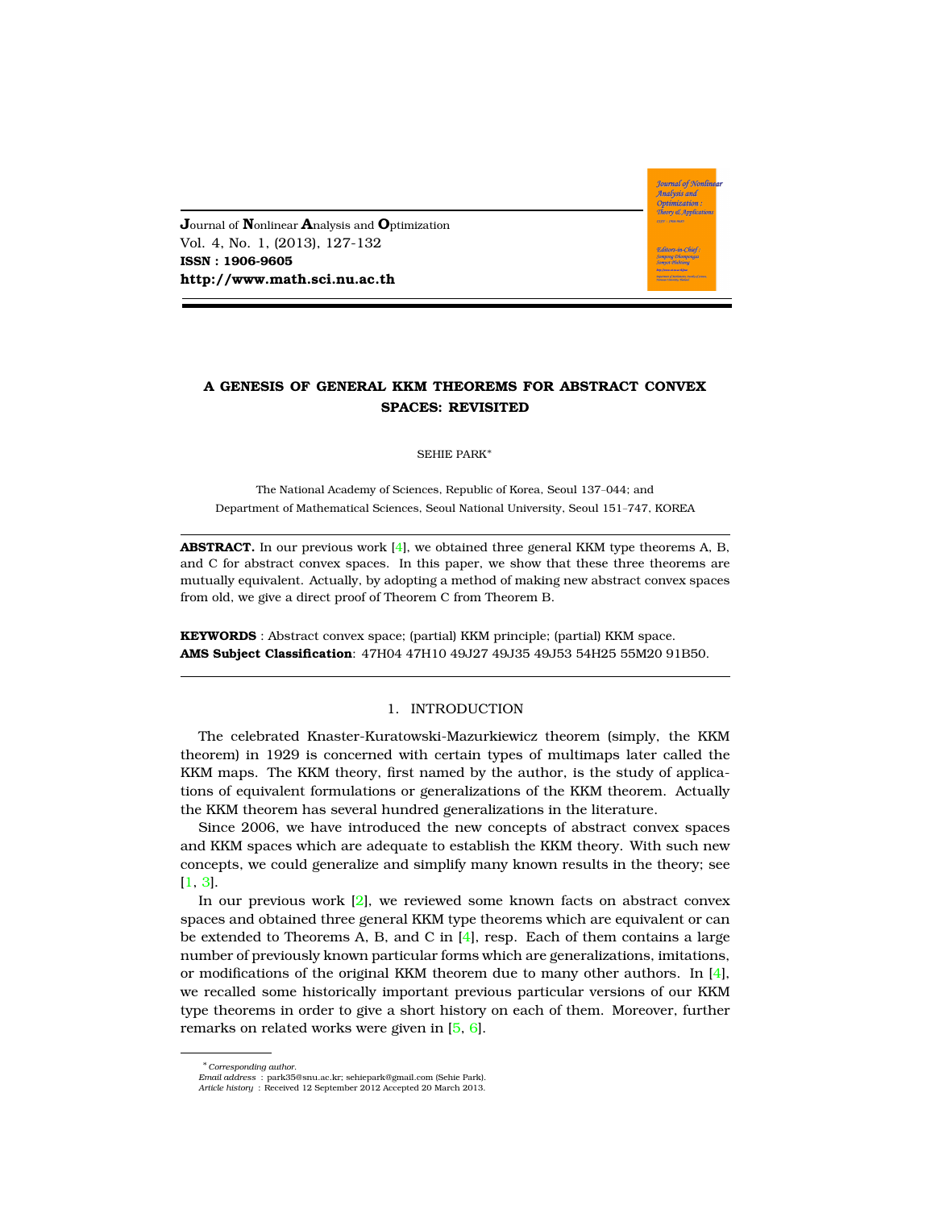# A GENESIS OF GENERAL KKM THEOREMS FOR ABSTRACT CONVEX SPACES: REVISITED

SEHIE PARK*

The National Academy of Sciences, Republic of Korea, Seoul 137–044; and
Department of Mathematical Sciences, Seoul National University, Seoul 151–747, KOREA

**ABSTRACT.** In our previous work [4], we obtained three general KKM type theorems A, B, and C for abstract convex spaces. In this paper, we show that these three theorems are mutually equivalent. Actually, by adopting a method of making new abstract convex spaces from old, we give a direct proof of Theorem C from Theorem B.

**KEYWORDS** : Abstract convex space; (partial) KKM principle; (partial) KKM space.
**AMS Subject Classification**: 47H04 47H10 49J27 49J35 49J53 54H25 55M20 91B50.

## 1. INTRODUCTION

The celebrated Knaster-Kuratowski-Mazurkiewicz theorem (simply, the KKM theorem) in 1929 is concerned with certain types of multimaps later called the KKM maps. The KKM theory, first named by the author, is the study of applications of equivalent formulations or generalizations of the KKM theorem. Actually the KKM theorem has several hundred generalizations in the literature.

Since 2006, we have introduced the new concepts of abstract convex spaces and KKM spaces which are adequate to establish the KKM theory. With such new concepts, we could generalize and simplify many known results in the theory; see [1, 3].

In our previous work [2], we reviewed some known facts on abstract convex spaces and obtained three general KKM type theorems which are equivalent or can be extended to Theorems A, B, and C in [4], resp. Each of them contains a large number of previously known particular forms which are generalizations, imitations, or modifications of the original KKM theorem due to many other authors. In [4], we recalled some historically important previous particular versions of our KKM type theorems in order to give a short history on each of them. Moreover, further remarks on related works were given in [5, 6].

---

* *Corresponding author.*
*Email address* : park35@snu.ac.kr; sehiepark@gmail.com (Sehie Park).
*Article history* : Received 12 September 2012 Accepted 20 March 2013.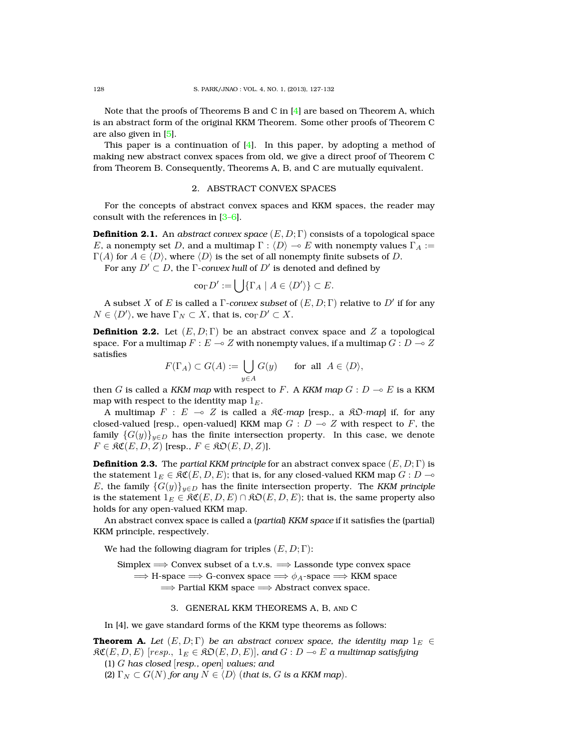Note that the proofs of Theorems B and C in [4] are based on Theorem A, which is an abstract form of the original KKM Theorem. Some other proofs of Theorem C are also given in [5].

This paper is a continuation of [4]. In this paper, by adopting a method of making new abstract convex spaces from old, we give a direct proof of Theorem C from Theorem B. Consequently, Theorems A, B, and C are mutually equivalent.

## 2. ABSTRACT CONVEX SPACES

For the concepts of abstract convex spaces and KKM spaces, the reader may consult with the references in [3–6].

**Definition 2.1.** An *abstract convex space* $(E, D; \Gamma)$ consists of a topological space $E$, a nonempty set $D$, and a multimap $\Gamma : \langle D \rangle \multimap E$ with nonempty values $\Gamma_A := \Gamma(A)$ for $A \in \langle D \rangle$, where $\langle D \rangle$ is the set of all nonempty finite subsets of $D$.

For any $D' \subset D$, the $\Gamma$-*convex hull* of $D'$ is denoted and defined by

$$\mathrm{co}_\Gamma D' := \bigcup \{\Gamma_A \mid A \in \langle D' \rangle\} \subset E.$$

A subset $X$ of $E$ is called a $\Gamma$-*convex subset* of $(E, D; \Gamma)$ relative to $D'$ if for any $N \in \langle D' \rangle$, we have $\Gamma_N \subset X$, that is, $\mathrm{co}_\Gamma D' \subset X$.

**Definition 2.2.** Let $(E, D; \Gamma)$ be an abstract convex space and $Z$ a topological space. For a multimap $F : E \multimap Z$ with nonempty values, if a multimap $G : D \multimap Z$ satisfies

$$F(\Gamma_A) \subset G(A) := \bigcup_{y \in A} G(y) \qquad \text{for all } A \in \langle D \rangle,$$

then $G$ is called a *KKM map* with respect to $F$. A *KKM map* $G : D \multimap E$ is a KKM map with respect to the identity map $1_E$.

A multimap $F : E \multimap Z$ is called a $\mathfrak{KC}$-*map* [resp., a $\mathfrak{KO}$-*map*] if, for any closed-valued [resp., open-valued] KKM map $G : D \multimap Z$ with respect to $F$, the family $\{G(y)\}_{y \in D}$ has the finite intersection property. In this case, we denote $F \in \mathfrak{KC}(E, D, Z)$ [resp., $F \in \mathfrak{KO}(E, D, Z)$].

**Definition 2.3.** The *partial KKM principle* for an abstract convex space $(E, D; \Gamma)$ is the statement $1_E \in \mathfrak{KC}(E, D, E)$; that is, for any closed-valued KKM map $G : D \multimap E$, the family $\{G(y)\}_{y \in D}$ has the finite intersection property. The *KKM principle* is the statement $1_E \in \mathfrak{KC}(E, D, E) \cap \mathfrak{KO}(E, D, E)$; that is, the same property also holds for any open-valued KKM map.

An abstract convex space is called a (*partial*) *KKM space* if it satisfies the (partial) KKM principle, respectively.

We had the following diagram for triples $(E, D; \Gamma)$:

Simplex $\Longrightarrow$ Convex subset of a t.v.s. $\Longrightarrow$ Lassonde type convex space
$\Longrightarrow$ H-space $\Longrightarrow$ G-convex space $\Longrightarrow$ $\phi_A$-space $\Longrightarrow$ KKM space
$\Longrightarrow$ Partial KKM space $\Longrightarrow$ Abstract convex space.

## 3. GENERAL KKM THEOREMS A, B, AND C

In [4], we gave standard forms of the KKM type theorems as follows:

**Theorem A.** *Let $(E, D; \Gamma)$ be an abstract convex space, the identity map $1_E \in \mathfrak{KC}(E, D, E)$ [resp., $1_E \in \mathfrak{KO}(E, D, E)$], and $G : D \multimap E$ a multimap satisfying*

*(1) $G$ has closed [resp., open] values; and*

*(2) $\Gamma_N \subset G(N)$ for any $N \in \langle D \rangle$ (that is, $G$ is a KKM map).*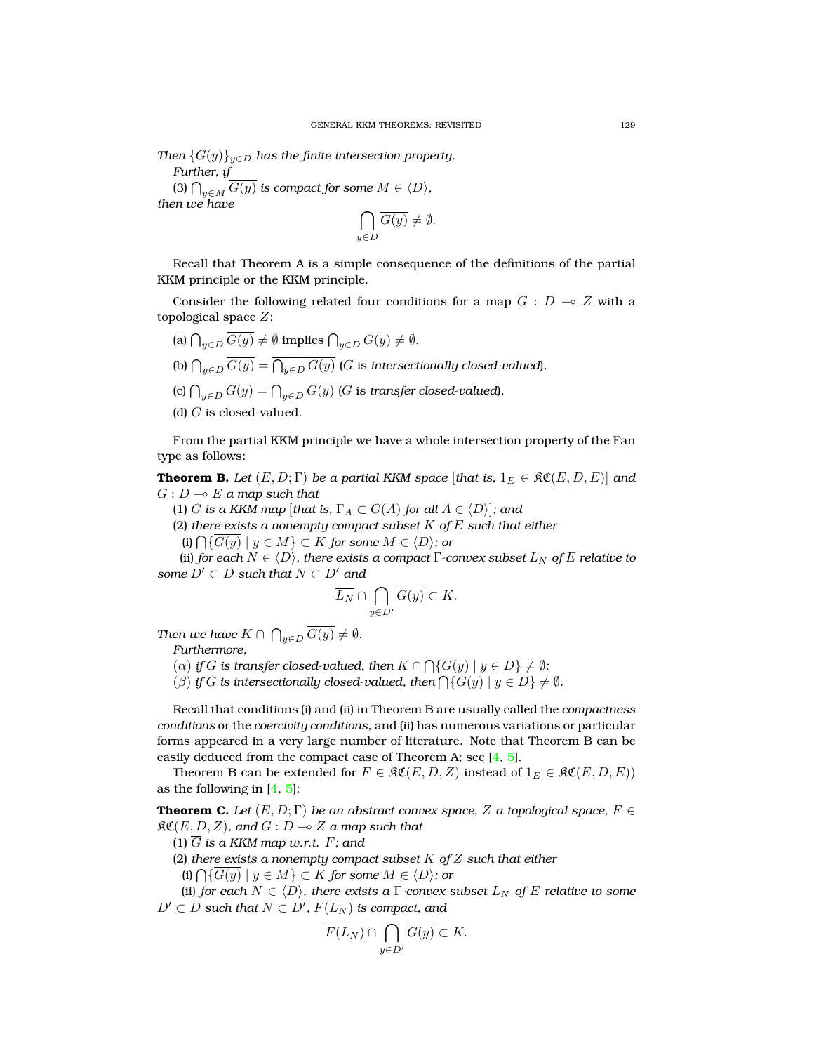*Then* $\{G(y)\}_{y\in D}$ *has the finite intersection property.*

*Further, if*

(3) $\bigcap_{y\in M} \overline{G(y)}$ *is compact for some* $M \in \langle D\rangle$,

*then we have*

$$\bigcap_{y\in D} \overline{G(y)} \neq \emptyset.$$

Recall that Theorem A is a simple consequence of the definitions of the partial KKM principle or the KKM principle.

Consider the following related four conditions for a map $G : D \multimap Z$ with a topological space $Z$:

(a) $\bigcap_{y\in D} \overline{G(y)} \neq \emptyset$ implies $\bigcap_{y\in D} G(y) \neq \emptyset$.

(b) $\bigcap_{y\in D} \overline{G(y)} = \overline{\bigcap_{y\in D} G(y)}$ ($G$ is *intersectionally closed-valued*).

(c) $\bigcap_{y\in D} \overline{G(y)} = \bigcap_{y\in D} G(y)$ ($G$ is *transfer closed-valued*).

(d) $G$ is closed-valued.

From the partial KKM principle we have a whole intersection property of the Fan type as follows:

**Theorem B.** *Let* $(E, D; \Gamma)$ *be a partial KKM space* [*that is,* $1_E \in \mathfrak{KC}(E, D, E)$] *and* $G : D \multimap E$ *a map such that*

(1) $\overline{G}$ *is a KKM map* [*that is,* $\Gamma_A \subset \overline{G}(A)$ *for all* $A \in \langle D\rangle$]; *and*

(2) *there exists a nonempty compact subset* $K$ *of* $E$ *such that either*

(i) $\bigcap\{\overline{G(y)} \mid y \in M\} \subset K$ *for some* $M \in \langle D\rangle$; *or*

(ii) *for each* $N \in \langle D\rangle$, *there exists a compact* $\Gamma$*-convex subset* $L_N$ *of* $E$ *relative to some* $D' \subset D$ *such that* $N \subset D'$ *and*

$$\overline{L_N} \cap \bigcap_{y\in D'} \overline{G(y)} \subset K.$$

*Then we have* $K \cap \bigcap_{y\in D} \overline{G(y)} \neq \emptyset$.

*Furthermore,*

($\alpha$) *if* $G$ *is transfer closed-valued, then* $K \cap \bigcap\{G(y) \mid y \in D\} \neq \emptyset$;

($\beta$) *if* $G$ *is intersectionally closed-valued, then* $\bigcap\{G(y) \mid y \in D\} \neq \emptyset$.

Recall that conditions (i) and (ii) in Theorem B are usually called the *compactness conditions* or the *coercivity conditions*, and (ii) has numerous variations or particular forms appeared in a very large number of literature. Note that Theorem B can be easily deduced from the compact case of Theorem A; see [4, 5].

Theorem B can be extended for $F \in \mathfrak{KC}(E, D, Z)$ instead of $1_E \in \mathfrak{KC}(E, D, E)$) as the following in [4, 5]:

**Theorem C.** *Let* $(E, D; \Gamma)$ *be an abstract convex space,* $Z$ *a topological space,* $F \in \mathfrak{KC}(E, D, Z)$, *and* $G : D \multimap Z$ *a map such that*

(1) $\overline{G}$ *is a KKM map w.r.t.* $F$; *and*

(2) *there exists a nonempty compact subset* $K$ *of* $Z$ *such that either*

(i) $\bigcap\{\overline{G(y)} \mid y \in M\} \subset K$ *for some* $M \in \langle D\rangle$; *or*

(ii) *for each* $N \in \langle D\rangle$, *there exists a* $\Gamma$*-convex subset* $L_N$ *of* $E$ *relative to some* $D' \subset D$ *such that* $N \subset D'$, $\overline{F(L_N)}$ *is compact, and*

$$\overline{F(L_N)} \cap \bigcap_{y\in D'} \overline{G(y)} \subset K.$$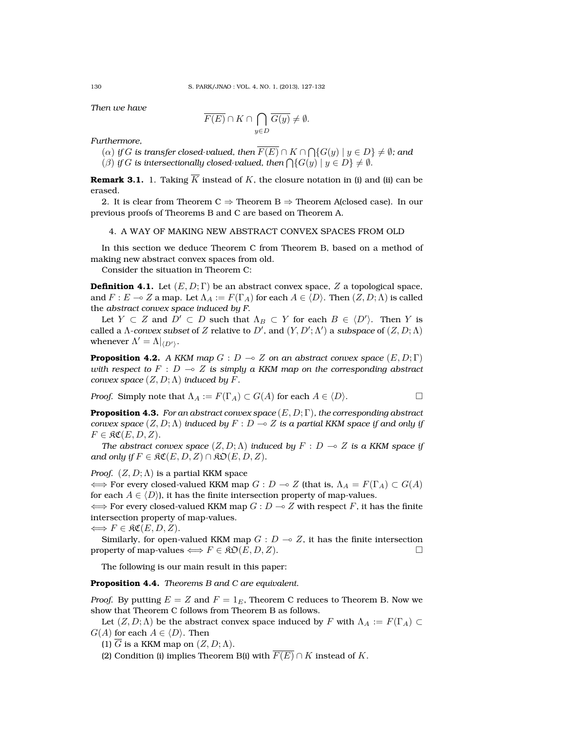*Then we have*

$$\overline{F(E)} \cap K \cap \bigcap_{y \in D} \overline{G(y)} \neq \emptyset.$$

*Furthermore,*

($\alpha$) *if $G$ is transfer closed-valued, then $\overline{F(E)} \cap K \cap \bigcap\{G(y) \mid y \in D\} \neq \emptyset$; and*

($\beta$) *if $G$ is intersectionally closed-valued, then $\bigcap\{G(y) \mid y \in D\} \neq \emptyset$.*

**Remark 3.1.** 1. Taking $\overline{K}$ instead of $K$, the closure notation in (i) and (ii) can be erased.

2. It is clear from Theorem C $\Rightarrow$ Theorem B $\Rightarrow$ Theorem A(closed case). In our previous proofs of Theorems B and C are based on Theorem A.

## 4. A WAY OF MAKING NEW ABSTRACT CONVEX SPACES FROM OLD

In this section we deduce Theorem C from Theorem B, based on a method of making new abstract convex spaces from old.

Consider the situation in Theorem C:

**Definition 4.1.** Let $(E, D; \Gamma)$ be an abstract convex space, $Z$ a topological space, and $F : E \multimap Z$ a map. Let $\Lambda_A := F(\Gamma_A)$ for each $A \in \langle D \rangle$. Then $(Z, D; \Lambda)$ is called the *abstract convex space induced by F*.

Let $Y \subset Z$ and $D' \subset D$ such that $\Lambda_B \subset Y$ for each $B \in \langle D' \rangle$. Then $Y$ is called a $\Lambda$-*convex subset* of $Z$ relative to $D'$, and $(Y, D'; \Lambda')$ a *subspace* of $(Z, D; \Lambda)$ whenever $\Lambda' = \Lambda|_{\langle D' \rangle}$.

**Proposition 4.2.** *A KKM map $G : D \multimap Z$ on an abstract convex space $(E, D; \Gamma)$ with respect to $F : D \multimap Z$ is simply a KKM map on the corresponding abstract convex space $(Z, D; \Lambda)$ induced by $F$.*

*Proof.* Simply note that $\Lambda_A := F(\Gamma_A) \subset G(A)$ for each $A \in \langle D \rangle$. □

**Proposition 4.3.** *For an abstract convex space $(E, D; \Gamma)$, the corresponding abstract convex space $(Z, D; \Lambda)$ induced by $F : D \multimap Z$ is a partial KKM space if and only if $F \in \mathfrak{KC}(E, D, Z)$.*

*The abstract convex space $(Z, D; \Lambda)$ induced by $F : D \multimap Z$ is a KKM space if and only if $F \in \mathfrak{KC}(E, D, Z) \cap \mathfrak{KO}(E, D, Z)$.*

*Proof.* $(Z, D; \Lambda)$ is a partial KKM space

$\Longleftrightarrow$ For every closed-valued KKM map $G : D \multimap Z$ (that is, $\Lambda_A = F(\Gamma_A) \subset G(A)$ for each $A \in \langle D \rangle$), it has the finite intersection property of map-values.

$\Longleftrightarrow$ For every closed-valued KKM map $G : D \multimap Z$ with respect $F$, it has the finite intersection property of map-values.

$\Longleftrightarrow F \in \mathfrak{KC}(E, D, Z)$.

Similarly, for open-valued KKM map $G : D \multimap Z$, it has the finite intersection property of map-values $\Longleftrightarrow F \in \mathfrak{KO}(E, D, Z)$. □

The following is our main result in this paper:

**Proposition 4.4.** *Theorems B and C are equivalent.*

*Proof.* By putting $E = Z$ and $F = 1_E$, Theorem C reduces to Theorem B. Now we show that Theorem C follows from Theorem B as follows.

Let $(Z, D; \Lambda)$ be the abstract convex space induced by $F$ with $\Lambda_A := F(\Gamma_A) \subset G(A)$ for each $A \in \langle D \rangle$. Then

(1) $\overline{G}$ is a KKM map on $(Z, D; \Lambda)$.

(2) Condition (i) implies Theorem B(i) with $\overline{F(E)} \cap K$ instead of $K$.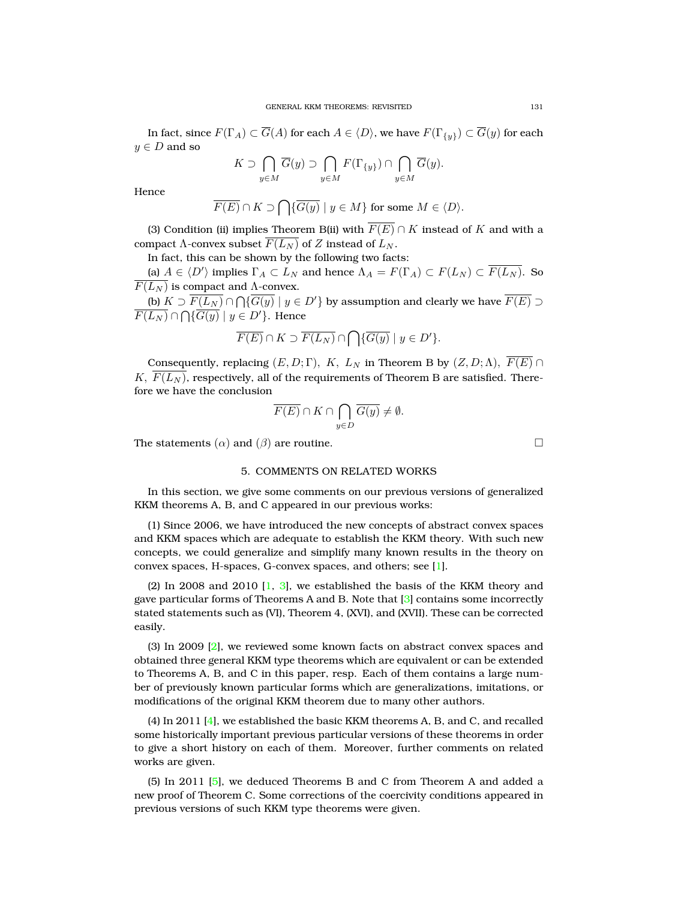In fact, since $F(\Gamma_A) \subset \overline{G}(A)$ for each $A \in \langle D \rangle$, we have $F(\Gamma_{\{y\}}) \subset \overline{G}(y)$ for each $y \in D$ and so

$$K \supset \bigcap_{y \in M} \overline{G}(y) \supset \bigcap_{y \in M} F(\Gamma_{\{y\}}) \cap \bigcap_{y \in M} \overline{G}(y).$$

Hence

$$\overline{F(E)} \cap K \supset \bigcap \{\overline{G(y)} \mid y \in M\} \text{ for some } M \in \langle D \rangle.$$

(3) Condition (ii) implies Theorem B(ii) with $\overline{F(E)} \cap K$ instead of $K$ and with a compact $\Lambda$-convex subset $\overline{F(L_N)}$ of $Z$ instead of $L_N$.

In fact, this can be shown by the following two facts:

(a) $A \in \langle D' \rangle$ implies $\Gamma_A \subset L_N$ and hence $\Lambda_A = F(\Gamma_A) \subset F(L_N) \subset \overline{F(L_N)}$. So $\overline{F(L_N)}$ is compact and $\Lambda$-convex.

(b) $K \supset \overline{F(L_N)} \cap \bigcap \{\overline{G(y)} \mid y \in D'\}$ by assumption and clearly we have $\overline{F(E)} \supset \overline{F(L_N)} \cap \bigcap \{\overline{G(y)} \mid y \in D'\}$. Hence

$$\overline{F(E)} \cap K \supset \overline{F(L_N)} \cap \bigcap \{\overline{G(y)} \mid y \in D'\}.$$

Consequently, replacing $(E, D; \Gamma)$, $K$, $L_N$ in Theorem B by $(Z, D; \Lambda)$, $\overline{F(E)} \cap K$, $\overline{F(L_N)}$, respectively, all of the requirements of Theorem B are satisfied. Therefore we have the conclusion

$$\overline{F(E)} \cap K \cap \bigcap_{y \in D} \overline{G(y)} \neq \emptyset.$$

The statements $(\alpha)$ and $(\beta)$ are routine. □

## 5. COMMENTS ON RELATED WORKS

In this section, we give some comments on our previous versions of generalized KKM theorems A, B, and C appeared in our previous works:

(1) Since 2006, we have introduced the new concepts of abstract convex spaces and KKM spaces which are adequate to establish the KKM theory. With such new concepts, we could generalize and simplify many known results in the theory on convex spaces, H-spaces, G-convex spaces, and others; see [1].

(2) In 2008 and 2010 [1, 3], we established the basis of the KKM theory and gave particular forms of Theorems A and B. Note that [3] contains some incorrectly stated statements such as (VI), Theorem 4, (XVI), and (XVII). These can be corrected easily.

(3) In 2009 [2], we reviewed some known facts on abstract convex spaces and obtained three general KKM type theorems which are equivalent or can be extended to Theorems A, B, and C in this paper, resp. Each of them contains a large number of previously known particular forms which are generalizations, imitations, or modifications of the original KKM theorem due to many other authors.

(4) In 2011 [4], we established the basic KKM theorems A, B, and C, and recalled some historically important previous particular versions of these theorems in order to give a short history on each of them. Moreover, further comments on related works are given.

(5) In 2011 [5], we deduced Theorems B and C from Theorem A and added a new proof of Theorem C. Some corrections of the coercivity conditions appeared in previous versions of such KKM type theorems were given.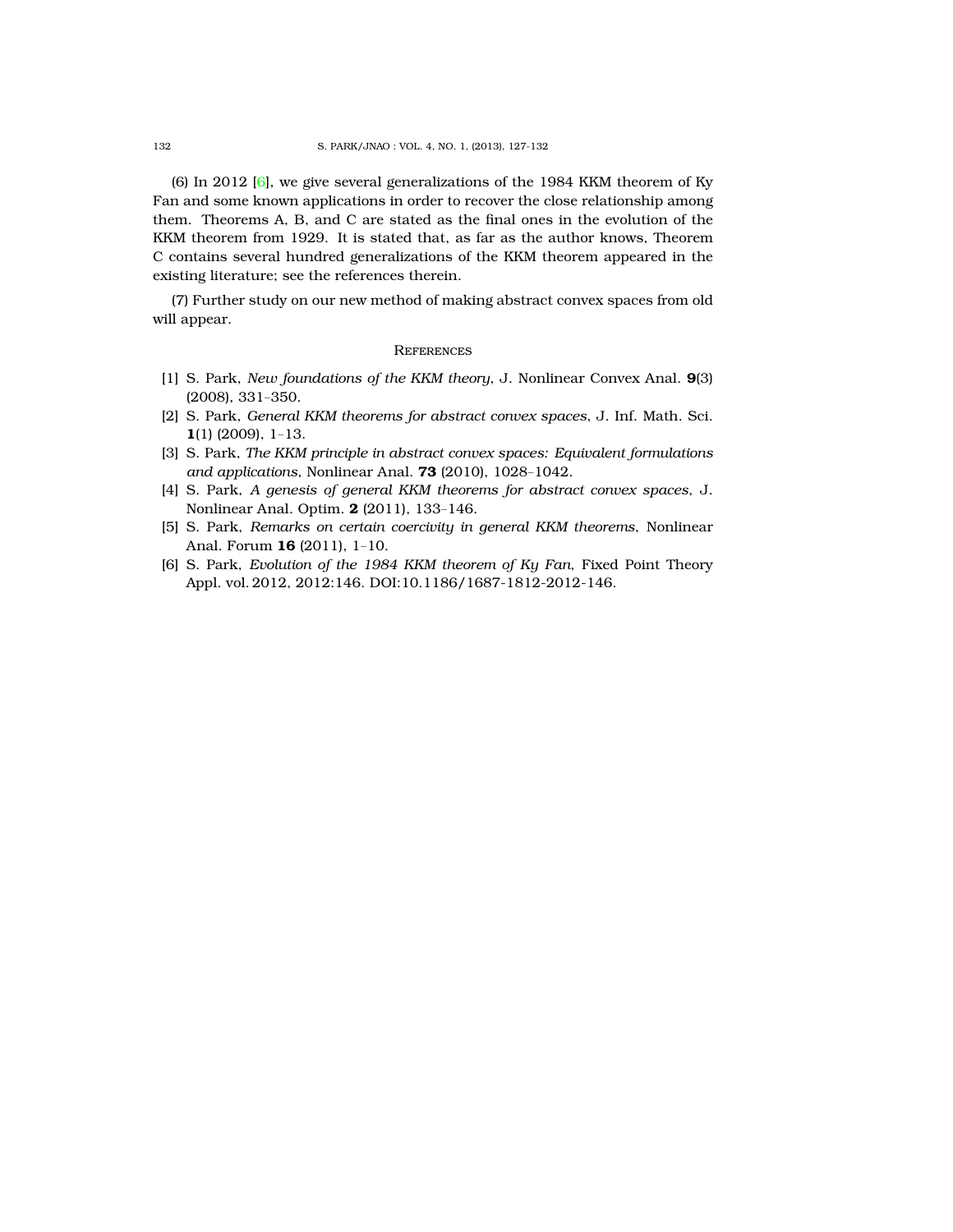(6) In 2012 [6], we give several generalizations of the 1984 KKM theorem of Ky Fan and some known applications in order to recover the close relationship among them. Theorems A, B, and C are stated as the final ones in the evolution of the KKM theorem from 1929. It is stated that, as far as the author knows, Theorem C contains several hundred generalizations of the KKM theorem appeared in the existing literature; see the references therein.

(7) Further study on our new method of making abstract convex spaces from old will appear.

## References

[1] S. Park, *New foundations of the KKM theory*, J. Nonlinear Convex Anal. **9**(3) (2008), 331–350.

[2] S. Park, *General KKM theorems for abstract convex spaces*, J. Inf. Math. Sci. **1**(1) (2009), 1–13.

[3] S. Park, *The KKM principle in abstract convex spaces: Equivalent formulations and applications*, Nonlinear Anal. **73** (2010), 1028–1042.

[4] S. Park, *A genesis of general KKM theorems for abstract convex spaces*, J. Nonlinear Anal. Optim. **2** (2011), 133–146.

[5] S. Park, *Remarks on certain coercivity in general KKM theorems*, Nonlinear Anal. Forum **16** (2011), 1–10.

[6] S. Park, *Evolution of the 1984 KKM theorem of Ky Fan*, Fixed Point Theory Appl. vol. 2012, 2012:146. DOI:10.1186/1687-1812-2012-146.